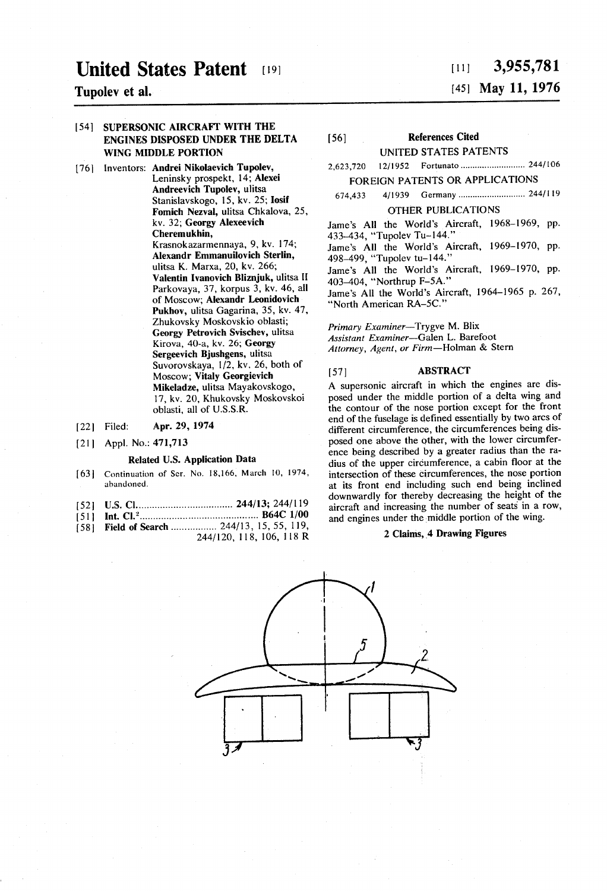# United States Patent [19]

**Tupolev et al.**

[11] **3,955,781**

[45] **May 11, 1976**

[54] **SUPERSONIC AIRCRAFT WITH THE ENGINES DISPOSED UNDER THE DELTA WING MIDDLE PORTION**

[76] Inventors: **Andrei Nikolaevich Tupolev,** Leninsky prospekt, 14; **Alexei Andreevich Tupolev,** ulitsa Stanislavskogo, 15, kv. 25; **Iosif Fomich Nezval,** ulitsa Chkalova, 25, kv. 32; **Georgy Alexeevich Cheremukhin,** Krasnokazarmennaya, 9, kv. 174; **Alexandr Emmanuilovich Sterlin,** ulitsa K. Marxa, 20, kv. 266; **Valentin Ivanovich Bliznjuk,** ulitsa II Parkovaya, 37, korpus 3, kv. 46, all of Moscow; **Alexandr Leonidovich Pukhov,** ulitsa Gagarina, 35, kv. 47, Zhukovsky Moskovskio oblasti; **Georgy Petrovich Svischev,** ulitsa Kirova, 40-a, kv. 26; **Georgy Sergeevich Bjushgens,** ulitsa Suvorovskaya, 1/2, kv. 26, both of Moscow; **Vitaly Georgievich Mikeladze,** ulitsa Mayakovskogo, 17, kv. 20, Khukovsky Moskovskoi oblasti, all of U.S.S.R.

[22] Filed: **Apr. 29, 1974**

[21] Appl. No.: **471,713**

**Related U.S. Application Data**

[63] Continuation of Ser. No. 18,166, March 10, 1974, abandoned.

[52] U.S. Cl. .................................... **244/13;** 244/119

[51] Int. Cl.[2] .......................................... **B64C 1/00**

[58] Field of Search ................. 244/13, 15, 55, 119, 244/120, 118, 106, 118 R

[56] **References Cited**

UNITED STATES PATENTS

| | | | |
|---|---|---|---|
| 2,623,720 | 12/1952 | Fortunato | 244/106 |

FOREIGN PATENTS OR APPLICATIONS

| | | | |
|---|---|---|---|
| 674,433 | 4/1939 | Germany | 244/119 |

OTHER PUBLICATIONS

Jame's All the World's Aircraft, 1968–1969, pp. 433–434, "Tupolev Tu-144."

Jame's All the World's Aircraft, 1969–1970, pp. 498–499, "Tupolev tu-144."

Jame's All the World's Aircraft, 1969–1970, pp. 403–404, "Northrup F-5A."

Jame's All the World's Aircraft, 1964–1965 p. 267, "North American RA-5C."

*Primary Examiner*—Trygve M. Blix
*Assistant Examiner*—Galen L. Barefoot
*Attorney, Agent, or Firm*—Holman & Stern

[57] **ABSTRACT**

A supersonic aircraft in which the engines are disposed under the middle portion of a delta wing and the contour of the nose portion except for the front end of the fuselage is defined essentially by two arcs of different circumference, the circumferences being disposed one above the other, with the lower circumference being described by a greater radius than the radius of the upper circumference, a cabin floor at the intersection of these circumferences, the nose portion at its front end including such end being inclined downwardly for thereby decreasing the height of the aircraft and increasing the number of seats in a row, and engines under the middle portion of the wing.

**2 Claims, 4 Drawing Figures**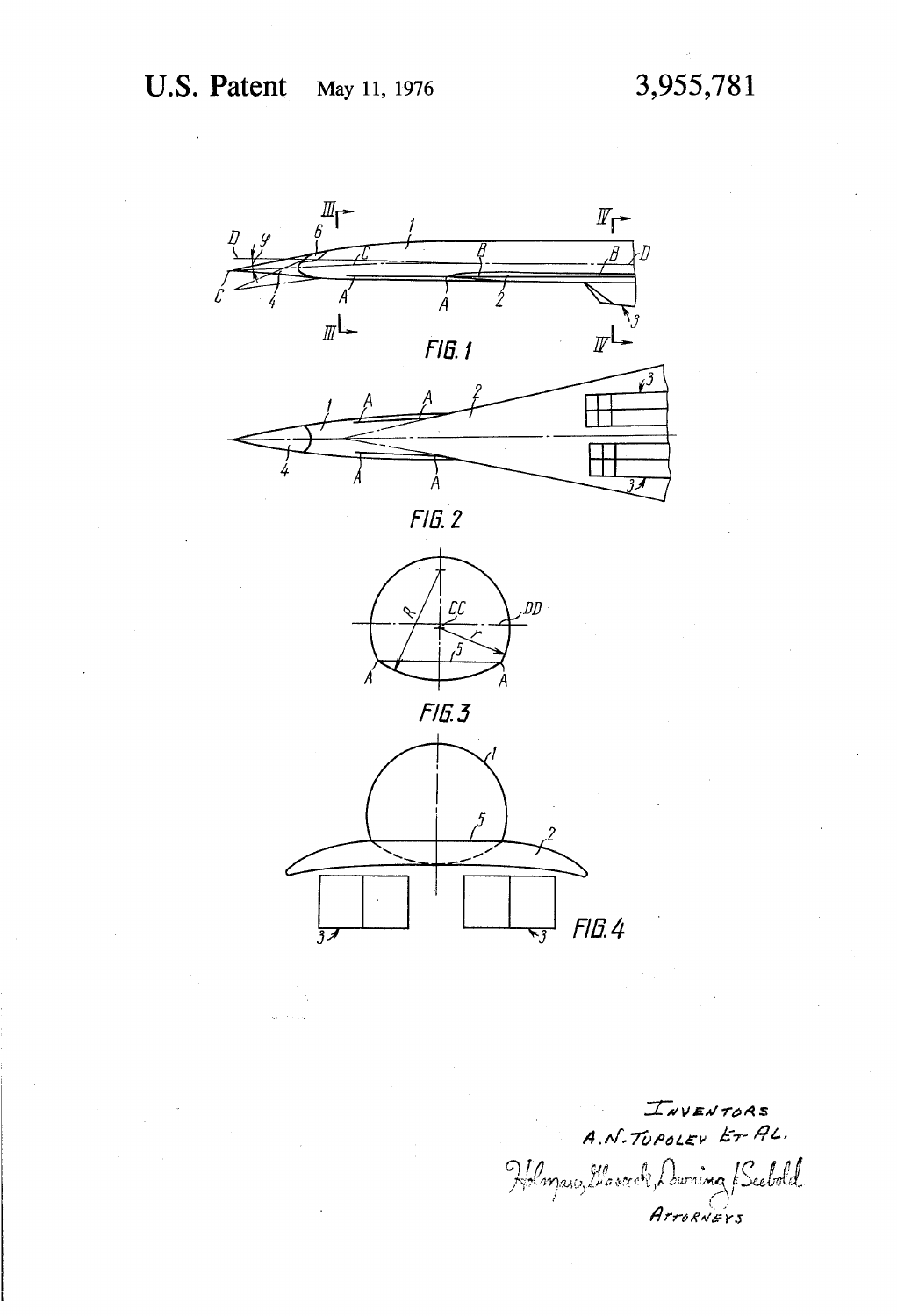FIG. 1

FIG. 2

FIG. 3

FIG. 4

INVENTORS
A.N. TUPOLEV ET AL.

Holman, Glascock, Downing & Seebold
ATTORNEYS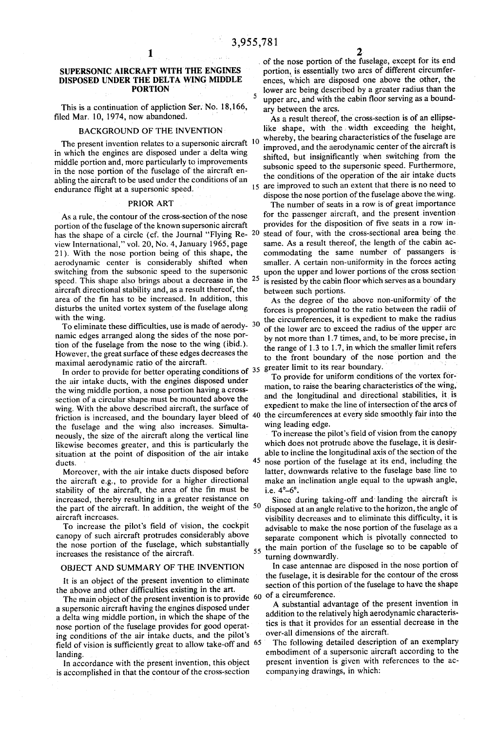# SUPERSONIC AIRCRAFT WITH THE ENGINES DISPOSED UNDER THE DELTA WING MIDDLE PORTION

This is a continuation of appliction Ser. No. 18,166, filed Mar. 10, 1974, now abandoned.

## BACKGROUND OF THE INVENTION

The present invention relates to a supersonic aircraft in which the engines are disposed under a delta wing middle portion and, more particularly to improvements in the nose portion of the fuselage of the aircraft enabling the aircraft to be used under the conditions of an endurance flight at a supersonic speed.

## PRIOR ART

As a rule, the contour of the cross-section of the nose portion of the fuselage of the known supersonic aircraft has the shape of a circle (cf. the Journal "Flying Review International," vol. 20, No. 4, January 1965, page 21). With the nose portion being of this shape, the aerodynamic center is considerably shifted when switching from the subsonic speed to the supersonic speed. This shape also brings about a decrease in the aircraft directional stability and, as a result thereof, the area of the fin has to be increased. In addition, this disturbs the united vortex system of the fuselage along with the wing.

To eliminate these difficulties, use is made of aerodynamic edges arranged along the sides of the nose portion of the fuselage from the nose to the wing (ibid.). However, the great surface of these edges decreases the maximal aerodynamic ratio of the aircraft.

In order to provide for better operating conditions of the air intake ducts, with the engines disposed under the wing middle portion, a nose portion having a cross-section of a circular shape must be mounted above the wing. With the above described aircraft, the surface of friction is increased, and the boundary layer bleed of the fuselage and the wing also increases. Simultaneously, the size of the aircraft along the vertical line likewise becomes greater, and this is particularly the situation at the point of disposition of the air intake ducts.

Moreover, with the air intake ducts disposed before the aircraft c.g., to provide for a higher directional stability of the aircraft, the area of the fin must be increased, thereby resulting in a greater resistance on the part of the aircraft. In addition, the weight of the aircraft increases.

To increase the pilot's field of vision, the cockpit canopy of such aircraft protrudes considerably above the nose portion of the fuselage, which substantially increases the resistance of the aircraft.

## OBJECT AND SUMMARY OF THE INVENTION

It is an object of the present invention to eliminate the above and other difficulties existing in the art.

The main object of the present invention is to provide a supersonic aircraft having the engines disposed under a delta wing middle portion, in which the shape of the nose portion of the fuselage provides for good operating conditions of the air intake ducts, and the pilot's field of vision is sufficiently great to allow take-off and landing.

In accordance with the present invention, this object is accomplished in that the contour of the cross-section of the nose portion of the fuselage, except for its end portion, is essentially two arcs of different circumferences, which are disposed one above the other, the lower arc being described by a greater radius than the upper arc, and with the cabin floor serving as a boundary between the arcs.

As a result thereof, the cross-section is of an ellipse-like shape, with the width exceeding the height, whereby, the bearing characteristics of the fuselage are improved, and the aerodynamic center of the aircraft is shifted, but insignificantly when switching from the subsonic speed to the supersonic speed. Furthermore, the conditions of the operation of the air intake ducts are improved to such an extent that there is no need to dispose the nose portion of the fuselage above the wing.

The number of seats in a row is of great importance for the passenger aircraft, and the present invention provides for the disposition of five seats in a row instead of four, with the cross-sectional area being the same. As a result thereof, the length of the cabin accommodating the same number of passangers is smaller. A certain non-uniformity in the forces acting upon the upper and lower portions of the cross section is resisted by the cabin floor which serves as a boundary between such portions.

As the degree of the above non-uniformity of the forces is proportional to the ratio between the radii of the circumferences, it is expedient to make the radius of the lower arc to exceed the radius of the upper arc by not more than 1.7 times, and, to be more precise, in the range of 1.3 to 1.7, in which the smaller limit refers to the front boundary of the nose portion and the greater limit to its rear boundary.

To provide for uniform conditions of the vortex formation, to raise the bearing characteristics of the wing, and the longitudinal and directional stabilities, it is expedient to make the line of intersection of the arcs of the circumferences at every side smoothly fair into the wing leading edge.

To increase the pilot's field of vision from the canopy which does not protrude above the fuselage, it is desirable to incline the longitudinal axis of the section of the nose portion of the fuselage at its end, including the latter, downwards relative to the fuselage base line to make an inclination angle equal to the upwash angle, i.e. 4°–6°.

Since during taking-off and landing the aircraft is disposed at an angle relative to the horizon, the angle of visibility decreases and to eliminate this difficulty, it is advisable to make the nose portion of the fuselage as a separate component which is pivotally connected to the main portion of the fuselage so to be capable of turning downwardly.

In case antennae are disposed in the nose portion of the fuselage, it is desirable for the contour of the cross section of this portion of the fuselage to have the shape of a circumference.

A substantial advantage of the present invention in addition to the relatively high aerodynamic characteristics is that it provides for an essential decrease in the over-all dimensions of the aircraft.

The following detailed description of an exemplary embodiment of a supersonic aircraft according to the present invention is given with references to the accompanying drawings, in which: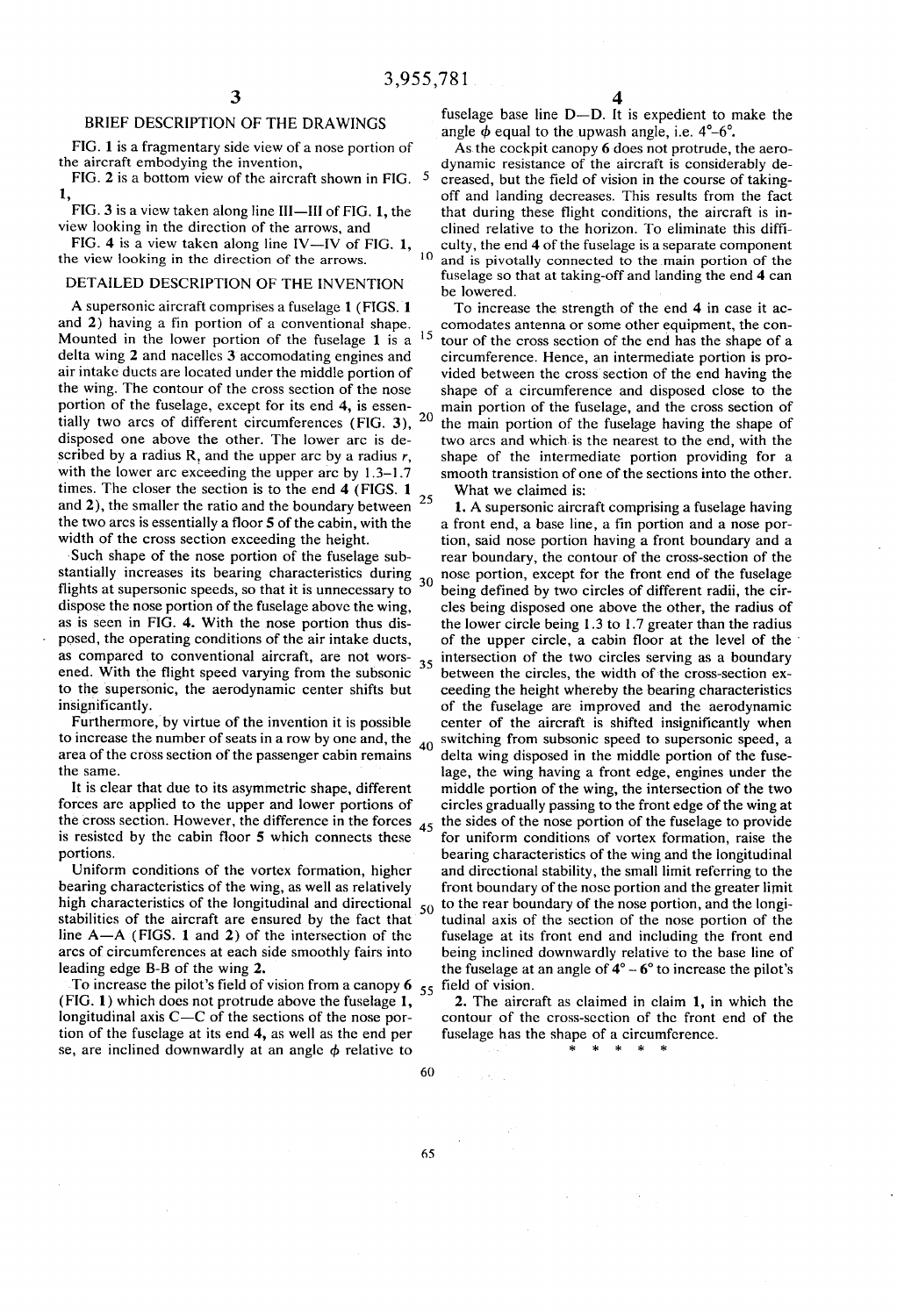## BRIEF DESCRIPTION OF THE DRAWINGS

FIG. 1 is a fragmentary side view of a nose portion of the aircraft embodying the invention,

FIG. 2 is a bottom view of the aircraft shown in FIG. 1,

FIG. 3 is a view taken along line III—III of FIG. 1, the view looking in the direction of the arrows, and

FIG. 4 is a view taken along line IV—IV of FIG. 1, the view looking in the direction of the arrows.

## DETAILED DESCRIPTION OF THE INVENTION

A supersonic aircraft comprises a fuselage 1 (FIGS. 1 and 2) having a fin portion of a conventional shape. Mounted in the lower portion of the fuselage 1 is a delta wing 2 and nacelles 3 accomodating engines and air intake ducts are located under the middle portion of the wing. The contour of the cross section of the nose portion of the fuselage, except for its end 4, is essentially two arcs of different circumferences (FIG. 3), disposed one above the other. The lower arc is described by a radius R, and the upper arc by a radius r, with the lower arc exceeding the upper arc by 1.3–1.7 times. The closer the section is to the end 4 (FIGS. 1 and 2), the smaller the ratio and the boundary between the two arcs is essentially a floor 5 of the cabin, with the width of the cross section exceeding the height.

Such shape of the nose portion of the fuselage substantially increases its bearing characteristics during flights at supersonic speeds, so that it is unnecessary to dispose the nose portion of the fuselage above the wing, as is seen in FIG. 4. With the nose portion thus disposed, the operating conditions of the air intake ducts, as compared to conventional aircraft, are not worsened. With the flight speed varying from the subsonic to the supersonic, the aerodynamic center shifts but insignificantly.

Furthermore, by virtue of the invention it is possible to increase the number of seats in a row by one and, the area of the cross section of the passenger cabin remains the same.

It is clear that due to its asymmetric shape, different forces are applied to the upper and lower portions of the cross section. However, the difference in the forces is resisted by the cabin floor 5 which connects these portions.

Uniform conditions of the vortex formation, higher bearing characteristics of the wing, as well as relatively high characteristics of the longitudinal and directional stabilities of the aircraft are ensured by the fact that line A—A (FIGS. 1 and 2) of the intersection of the arcs of circumferences at each side smoothly fairs into leading edge B-B of the wing 2.

To increase the pilot's field of vision from a canopy 6 (FIG. 1) which does not protrude above the fuselage 1, longitudinal axis C—C of the sections of the nose portion of the fuselage at its end 4, as well as the end per se, are inclined downwardly at an angle $\phi$ relative to fuselage base line D—D. It is expedient to make the angle $\phi$ equal to the upwash angle, i.e. 4°–6°.

As the cockpit canopy 6 does not protrude, the aerodynamic resistance of the aircraft is considerably decreased, but the field of vision in the course of taking-off and landing decreases. This results from the fact that during these flight conditions, the aircraft is inclined relative to the horizon. To eliminate this difficulty, the end 4 of the fuselage is a separate component and is pivotally connected to the main portion of the fuselage so that at taking-off and landing the end 4 can be lowered.

To increase the strength of the end 4 in case it accomodates antenna or some other equipment, the contour of the cross section of the end has the shape of a circumference. Hence, an intermediate portion is provided between the cross section of the end having the shape of a circumference and disposed close to the main portion of the fuselage, and the cross section of the main portion of the fuselage having the shape of two arcs and which is the nearest to the end, with the shape of the intermediate portion providing for a smooth transistion of one of the sections into the other.

What we claimed is:

**1.** A supersonic aircraft comprising a fuselage having a front end, a base line, a fin portion and a nose portion, said nose portion having a front boundary and a rear boundary, the contour of the cross-section of the nose portion, except for the front end of the fuselage being defined by two circles of different radii, the circles being disposed one above the other, the radius of the lower circle being 1.3 to 1.7 greater than the radius of the upper circle, a cabin floor at the level of the intersection of the two circles serving as a boundary between the circles, the width of the cross-section exceeding the height whereby the bearing characteristics of the fuselage are improved and the aerodynamic center of the aircraft is shifted insignificantly when switching from subsonic speed to supersonic speed, a delta wing disposed in the middle portion of the fuselage, the wing having a front edge, engines under the middle portion of the wing, the intersection of the two circles gradually passing to the front edge of the wing at the sides of the nose portion of the fuselage to provide for uniform conditions of vortex formation, raise the bearing characteristics of the wing and the longitudinal and directional stability, the small limit referring to the front boundary of the nose portion and the greater limit to the rear boundary of the nose portion, and the longitudinal axis of the section of the nose portion of the fuselage at its front end and including the front end being inclined downwardly relative to the base line of the fuselage at an angle of 4° – 6° to increase the pilot's field of vision.

**2.** The aircraft as claimed in claim 1, in which the contour of the cross-section of the front end of the fuselage has the shape of a circumference.

\* \* \* \* \*